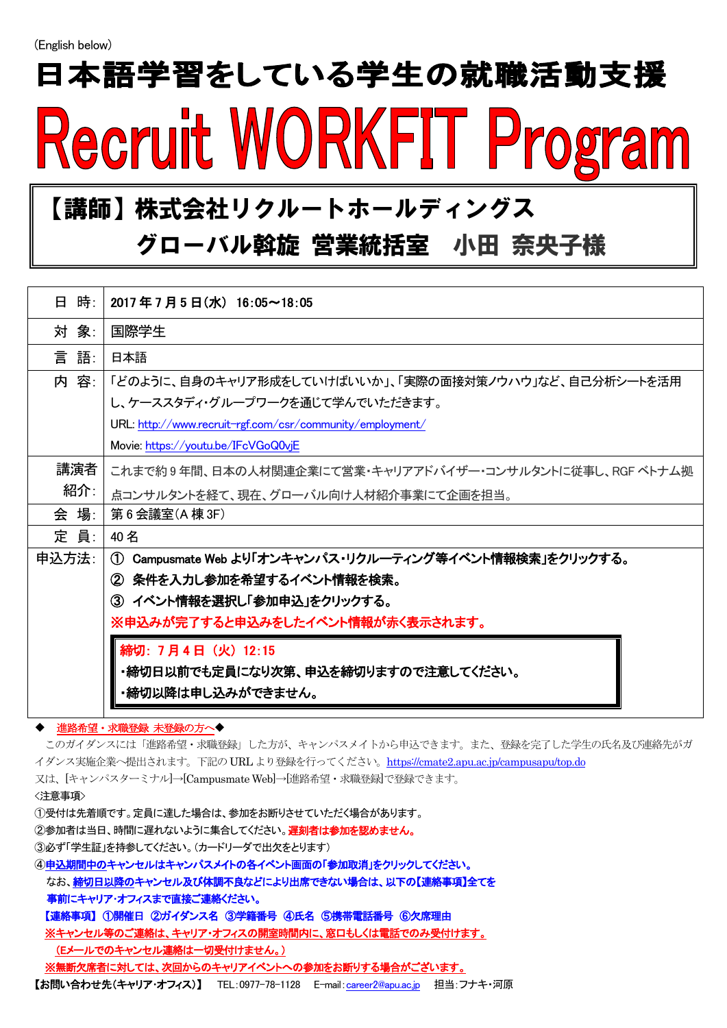(English below)

# 日本語学習をしている学生の就職活動支援

# Recruit WORKFIT Program

**【講師】株式会社リクルートホールディングス**
**グローバル斡旋 営業統括室　小田 奈央子様**

| | |
|---|---|
| 日 時: | 2017年7月5日(水) 16:05～18:05 |
| 対 象: | 国際学生 |
| 言 語: | 日本語 |
| 内 容: | 「どのように、自身のキャリア形成をしていけばいいか」、「実際の面接対策ノウハウ」など、自己分析シートを活用し、ケーススタディ・グループワークを通じて学んでいただきます。<br>URL: http://www.recruit-rgf.com/csr/community/employment/<br>Movie: https://youtu.be/IFcVGoQ0vjE |
| 講演者紹介: | これまで約9年間、日本の人材関連企業にて営業・キャリアアドバイザー・コンサルタントに従事し、RGFベトナム拠点コンサルタントを経て、現在、グローバル向け人材紹介事業にて企画を担当。 |
| 会 場: | 第6会議室(A棟3F) |
| 定 員: | 40名 |
| 申込方法: | **① Campusmate Webより「オンキャンパス・リクルーティング等イベント情報検索」をクリックする。**<br>**② 条件を入力し参加を希望するイベント情報を検索。**<br>**③ イベント情報を選択し「参加申込」をクリックする。**<br>**※申込みが完了すると申込みをしたイベント情報が赤く表示されます。**<br>**締切: 7月4日(火) 12:15**<br>**・締切日以前でも定員になり次第、申込を締切りますので注意してください。**<br>**・締切以降は申し込みができません。** |

◆ 進路希望・求職登録 未登録の方へ◆

このガイダンスには「進路希望・求職登録」した方が、キャンパスメイトから申込できます。また、登録を完了した学生の氏名及び連絡先がガイダンス実施企業へ提出されます。下記のURLより登録を行ってください。https://cmate2.apu.ac.jp/campusapu/top.do
又は、[キャンパスターミナル]→[Campusmate Web]→[進路希望・求職登録]で登録できます。

<注意事項>

①受付は先着順です。定員に達した場合は、参加をお断りさせていただく場合があります。
②参加者は当日、時間に遅れないように集合してください。**遅刻者は参加を認めません。**
③必ず「学生証」を持参してください。(カードリーダで出欠をとります)
**④申込期間中のキャンセルはキャンパスメイトの各イベント画面の「参加取消」をクリックしてください。**
**なお、締切日以降のキャンセル及び体調不良などにより出席できない場合は、以下の【連絡事項】全てを事前にキャリア・オフィスまで直接ご連絡ください。**
**【連絡事項】①開催日 ②ガイダンス名 ③学籍番号 ④氏名 ⑤携帯電話番号 ⑥欠席理由**
**※キャンセル等のご連絡は、キャリア・オフィスの開室時間内に、窓口もしくは電話でのみ受付けます。**
**(Eメールでのキャンセル連絡は一切受付けません。)**
**※無断欠席者に対しては、次回からのキャリアイベントへの参加をお断りする場合がございます。**

**【お問い合わせ先(キャリア・オフィス)】** TEL:0977-78-1128 E-mail:career2@apu.ac.jp 担当:フナキ・河原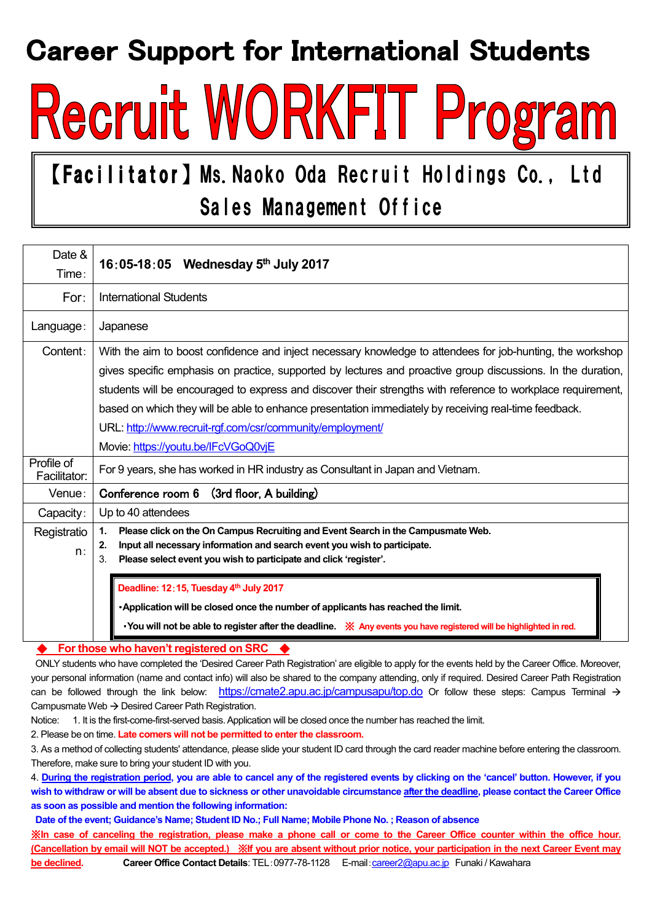# Career Support for International Students

# Recruit WORKFIT Program

## 【Facilitator】Ms. Naoko Oda Recruit Holdings Co., Ltd Sales Management Office

| | |
|---|---|
| Date & Time: | **16:05-18:05 Wednesday 5th July 2017** |
| For: | International Students |
| Language: | Japanese |
| Content: | With the aim to boost confidence and inject necessary knowledge to attendees for job-hunting, the workshop gives specific emphasis on practice, supported by lectures and proactive group discussions. In the duration, students will be encouraged to express and discover their strengths with reference to workplace requirement, based on which they will be able to enhance presentation immediately by receiving real-time feedback.<br>URL: http://www.recruit-rgf.com/csr/community/employment/<br>Movie: https://youtu.be/IFcVGoQ0vjE |
| Profile of Facilitator: | For 9 years, she has worked in HR industry as Consultant in Japan and Vietnam. |
| Venue: | Conference room 6 (3rd floor, A building) |
| Capacity: | Up to 40 attendees |
| Registration: | 1. **Please click on the On Campus Recruiting and Event Search in the Campusmate Web.**<br>2. **Input all necessary information and search event you wish to participate.**<br>3. **Please select event you wish to participate and click 'register'.**<br>**Deadline: 12:15, Tuesday 4th July 2017**<br>**・Application will be closed once the number of applicants has reached the limit.**<br>**・You will not be able to register after the deadline.** **※ Any events you have registered will be highlighted in red.** |

**◆ For those who haven't registered on SRC ◆**

ONLY students who have completed the 'Desired Career Path Registration' are eligible to apply for the events held by the Career Office. Moreover, your personal information (name and contact info) will also be shared to the company attending, only if required. Desired Career Path Registration can be followed through the link below: https://cmate2.apu.ac.jp/campusapu/top.do Or follow these steps: Campus Terminal → Campusmate Web → Desired Career Path Registration.

Notice: 1. It is the first-come-first-served basis. Application will be closed once the number has reached the limit.

2. Please be on time. **Late comers will not be permitted to enter the classroom.**

3. As a method of collecting students' attendance, please slide your student ID card through the card reader machine before entering the classroom. Therefore, make sure to bring your student ID with you.

4. **During the registration period, you are able to cancel any of the registered events by clicking on the 'cancel' button. However, if you wish to withdraw or will be absent due to sickness or other unavoidable circumstance after the deadline, please contact the Career Office as soon as possible and mention the following information:**

**Date of the event; Guidance's Name; Student ID No.; Full Name; Mobile Phone No. ; Reason of absence**

**※In case of canceling the registration, please make a phone call or come to the Career Office counter within the office hour. (Cancellation by email will NOT be accepted.) ※If you are absent without prior notice, your participation in the next Career Event may be declined.** **Career Office Contact Details**: TEL:0977-78-1128 E-mail:career2@apu.ac.jp Funaki / Kawahara